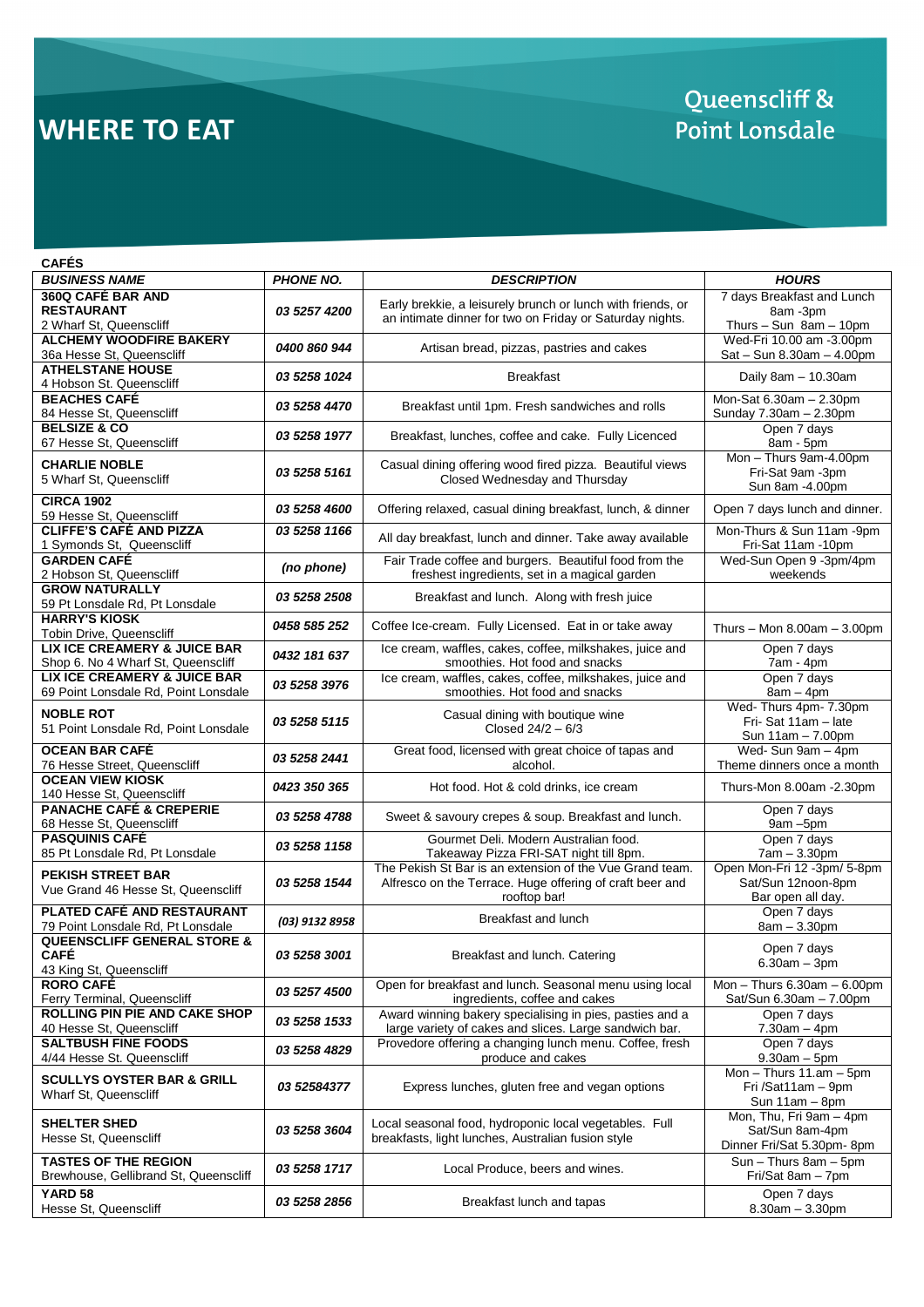# WHERE TO EAT

Queenscliff & Point Lonsdale

**CAFÉS**

| *BUSINESS NAME* | *PHONE NO.* | *DESCRIPTION* | *HOURS* |
|---|---|---|---|
| **360Q CAFÉ BAR AND RESTAURANT** 2 Wharf St, Queenscliff | *03 5257 4200* | Early brekkie, a leisurely brunch or lunch with friends, or an intimate dinner for two on Friday or Saturday nights. | 7 days Breakfast and Lunch 8am -3pm Thurs – Sun 8am – 10pm |
| **ALCHEMY WOODFIRE BAKERY** 36a Hesse St, Queenscliff | *0400 860 944* | Artisan bread, pizzas, pastries and cakes | Wed-Fri 10.00 am -3.00pm Sat – Sun 8.30am – 4.00pm |
| **ATHELSTANE HOUSE** 4 Hobson St. Queenscliff | *03 5258 1024* | Breakfast | Daily 8am – 10.30am |
| **BEACHES CAFÉ** 84 Hesse St, Queenscliff | *03 5258 4470* | Breakfast until 1pm. Fresh sandwiches and rolls | Mon-Sat 6.30am – 2.30pm Sunday 7.30am – 2.30pm |
| **BELSIZE & CO** 67 Hesse St, Queenscliff | *03 5258 1977* | Breakfast, lunches, coffee and cake. Fully Licenced | Open 7 days 8am - 5pm |
| **CHARLIE NOBLE** 5 Wharf St, Queenscliff | *03 5258 5161* | Casual dining offering wood fired pizza. Beautiful views Closed Wednesday and Thursday | Mon – Thurs 9am-4.00pm Fri-Sat 9am -3pm Sun 8am -4.00pm |
| **CIRCA 1902** 59 Hesse St, Queenscliff | *03 5258 4600* | Offering relaxed, casual dining breakfast, lunch, & dinner | Open 7 days lunch and dinner. |
| **CLIFFE'S CAFÉ AND PIZZA** 1 Symonds St, Queenscliff | *03 5258 1166* | All day breakfast, lunch and dinner. Take away available | Mon-Thurs & Sun 11am -9pm Fri-Sat 11am -10pm |
| **GARDEN CAFÉ** 2 Hobson St, Queenscliff | *(no phone)* | Fair Trade coffee and burgers. Beautiful food from the freshest ingredients, set in a magical garden | Wed-Sun Open 9 -3pm/4pm weekends |
| **GROW NATURALLY** 59 Pt Lonsdale Rd, Pt Lonsdale | *03 5258 2508* | Breakfast and lunch. Along with fresh juice | |
| **HARRY'S KIOSK** Tobin Drive, Queenscliff | *0458 585 252* | Coffee Ice-cream. Fully Licensed. Eat in or take away | Thurs – Mon 8.00am – 3.00pm |
| **LIX ICE CREAMERY & JUICE BAR** Shop 6. No 4 Wharf St, Queenscliff | *0432 181 637* | Ice cream, waffles, cakes, coffee, milkshakes, juice and smoothies. Hot food and snacks | Open 7 days 7am - 4pm |
| **LIX ICE CREAMERY & JUICE BAR** 69 Point Lonsdale Rd, Point Lonsdale | *03 5258 3976* | Ice cream, waffles, cakes, coffee, milkshakes, juice and smoothies. Hot food and snacks | Open 7 days 8am – 4pm |
| **NOBLE ROT** 51 Point Lonsdale Rd, Point Lonsdale | *03 5258 5115* | Casual dining with boutique wine Closed 24/2 – 6/3 | Wed- Thurs 4pm- 7.30pm Fri- Sat 11am – late Sun 11am – 7.00pm |
| **OCEAN BAR CAFÉ** 76 Hesse Street, Queenscliff | *03 5258 2441* | Great food, licensed with great choice of tapas and alcohol. | Wed- Sun 9am – 4pm Theme dinners once a month |
| **OCEAN VIEW KIOSK** 140 Hesse St, Queenscliff | *0423 350 365* | Hot food. Hot & cold drinks, ice cream | Thurs-Mon 8.00am -2.30pm |
| **PANACHE CAFÉ & CREPERIE** 68 Hesse St, Queenscliff | *03 5258 4788* | Sweet & savoury crepes & soup. Breakfast and lunch. | Open 7 days 9am –5pm |
| **PASQUINIS CAFÉ** 85 Pt Lonsdale Rd, Pt Lonsdale | *03 5258 1158* | Gourmet Deli. Modern Australian food. Takeaway Pizza FRI-SAT night till 8pm. | Open 7 days 7am – 3.30pm |
| **PEKISH STREET BAR** Vue Grand 46 Hesse St, Queenscliff | *03 5258 1544* | The Pekish St Bar is an extension of the Vue Grand team. Alfresco on the Terrace. Huge offering of craft beer and rooftop bar! | Open Mon-Fri 12 -3pm/ 5-8pm Sat/Sun 12noon-8pm Bar open all day. |
| **PLATED CAFÉ AND RESTAURANT** 79 Point Lonsdale Rd, Pt Lonsdale | *(03) 9132 8958* | Breakfast and lunch | Open 7 days 8am – 3.30pm |
| **QUEENSCLIFF GENERAL STORE & CAFÉ** 43 King St, Queenscliff | *03 5258 3001* | Breakfast and lunch. Catering | Open 7 days 6.30am – 3pm |
| **RORO CAFÉ** Ferry Terminal, Queenscliff | *03 5257 4500* | Open for breakfast and lunch. Seasonal menu using local ingredients, coffee and cakes | Mon – Thurs 6.30am – 6.00pm Sat/Sun 6.30am – 7.00pm |
| **ROLLING PIN PIE AND CAKE SHOP** 40 Hesse St, Queenscliff | *03 5258 1533* | Award winning bakery specialising in pies, pasties and a large variety of cakes and slices. Large sandwich bar. | Open 7 days 7.30am – 4pm |
| **SALTBUSH FINE FOODS** 4/44 Hesse St. Queenscliff | *03 5258 4829* | Provedore offering a changing lunch menu. Coffee, fresh produce and cakes | Open 7 days 9.30am – 5pm |
| **SCULLYS OYSTER BAR & GRILL** Wharf St, Queenscliff | *03 52584377* | Express lunches, gluten free and vegan options | Mon – Thurs 11.am – 5pm Fri /Sat11am – 9pm Sun 11am – 8pm |
| **SHELTER SHED** Hesse St, Queenscliff | *03 5258 3604* | Local seasonal food, hydroponic local vegetables. Full breakfasts, light lunches, Australian fusion style | Mon, Thu, Fri 9am – 4pm Sat/Sun 8am-4pm Dinner Fri/Sat 5.30pm- 8pm |
| **TASTES OF THE REGION** Brewhouse, Gellibrand St, Queenscliff | *03 5258 1717* | Local Produce, beers and wines. | Sun – Thurs 8am – 5pm Fri/Sat 8am – 7pm |
| **YARD 58** Hesse St, Queenscliff | *03 5258 2856* | Breakfast lunch and tapas | Open 7 days 8.30am – 3.30pm |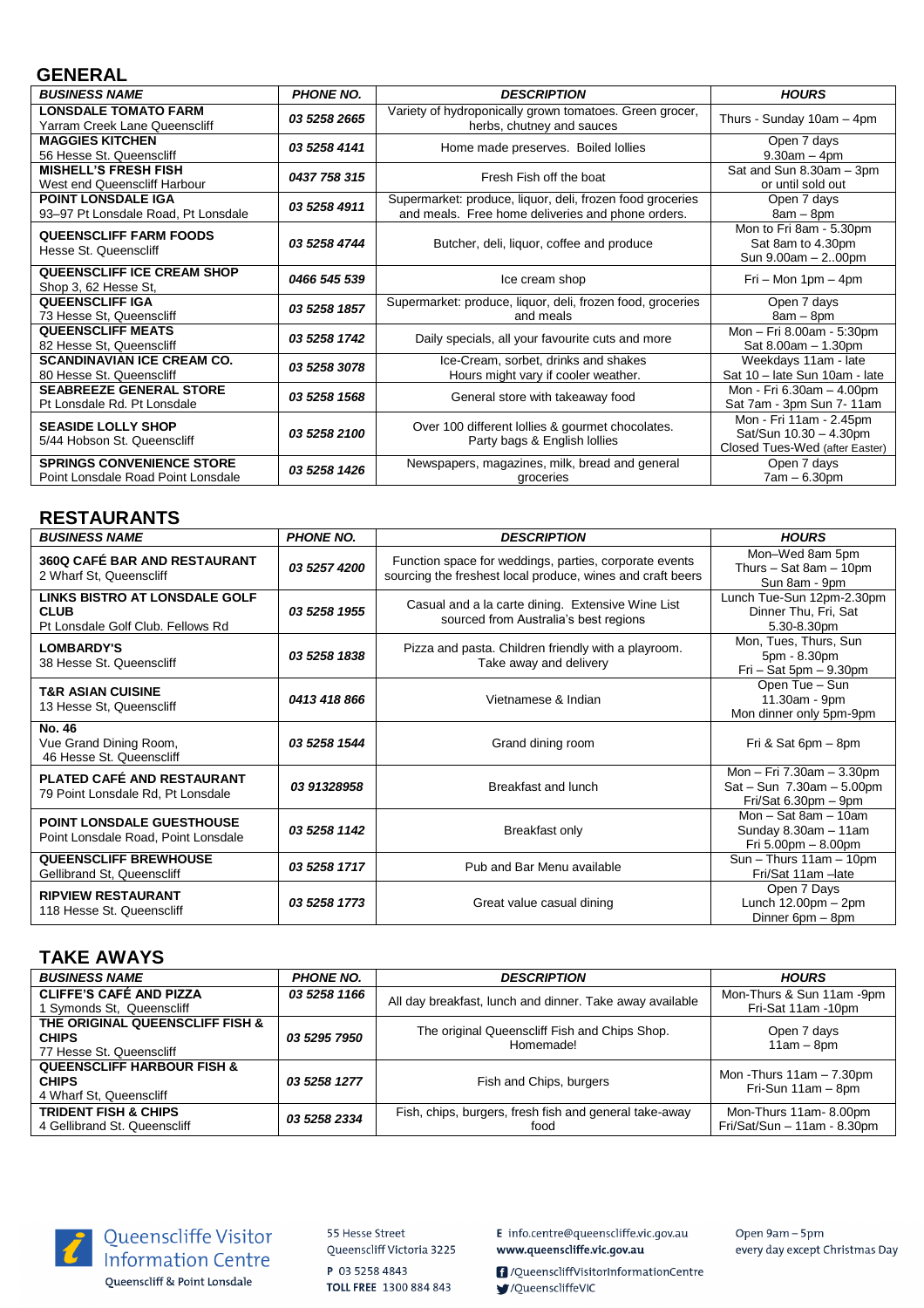## GENERAL

| *BUSINESS NAME* | *PHONE NO.* | *DESCRIPTION* | *HOURS* |
|---|---|---|---|
| **LONSDALE TOMATO FARM** Yarram Creek Lane Queenscliff | ***03 5258 2665*** | Variety of hydroponically grown tomatoes. Green grocer, herbs, chutney and sauces | Thurs - Sunday 10am – 4pm |
| **MAGGIES KITCHEN** 56 Hesse St. Queenscliff | ***03 5258 4141*** | Home made preserves. Boiled lollies | Open 7 days 9.30am – 4pm |
| **MISHELL'S FRESH FISH** West end Queenscliff Harbour | ***0437 758 315*** | Fresh Fish off the boat | Sat and Sun 8.30am – 3pm or until sold out |
| **POINT LONSDALE IGA** 93–97 Pt Lonsdale Road, Pt Lonsdale | ***03 5258 4911*** | Supermarket: produce, liquor, deli, frozen food groceries and meals. Free home deliveries and phone orders. | Open 7 days 8am – 8pm |
| **QUEENSCLIFF FARM FOODS** Hesse St. Queenscliff | ***03 5258 4744*** | Butcher, deli, liquor, coffee and produce | Mon to Fri 8am - 5.30pm Sat 8am to 4.30pm Sun 9.00am – 2..00pm |
| **QUEENSCLIFF ICE CREAM SHOP** Shop 3, 62 Hesse St, | ***0466 545 539*** | Ice cream shop | Fri – Mon 1pm – 4pm |
| **QUEENSCLIFF IGA** 73 Hesse St, Queenscliff | ***03 5258 1857*** | Supermarket: produce, liquor, deli, frozen food, groceries and meals | Open 7 days 8am – 8pm |
| **QUEENSCLIFF MEATS** 82 Hesse St, Queenscliff | ***03 5258 1742*** | Daily specials, all your favourite cuts and more | Mon – Fri 8.00am - 5:30pm Sat 8.00am – 1.30pm |
| **SCANDINAVIAN ICE CREAM CO.** 80 Hesse St. Queenscliff | ***03 5258 3078*** | Ice-Cream, sorbet, drinks and shakes Hours might vary if cooler weather. | Weekdays 11am - late Sat 10 – late Sun 10am - late |
| **SEABREEZE GENERAL STORE** Pt Lonsdale Rd. Pt Lonsdale | ***03 5258 1568*** | General store with takeaway food | Mon - Fri 6.30am – 4.00pm Sat 7am - 3pm Sun 7- 11am |
| **SEASIDE LOLLY SHOP** 5/44 Hobson St. Queenscliff | ***03 5258 2100*** | Over 100 different lollies & gourmet chocolates. Party bags & English lollies | Mon - Fri 11am - 2.45pm Sat/Sun 10.30 – 4.30pm Closed Tues-Wed (after Easter) |
| **SPRINGS CONVENIENCE STORE** Point Lonsdale Road Point Lonsdale | ***03 5258 1426*** | Newspapers, magazines, milk, bread and general groceries | Open 7 days 7am – 6.30pm |

## RESTAURANTS

| *BUSINESS NAME* | *PHONE NO.* | *DESCRIPTION* | *HOURS* |
|---|---|---|---|
| **360Q CAFÉ BAR AND RESTAURANT** 2 Wharf St, Queenscliff | ***03 5257 4200*** | Function space for weddings, parties, corporate events sourcing the freshest local produce, wines and craft beers | Mon–Wed 8am 5pm Thurs – Sat 8am – 10pm Sun 8am - 9pm |
| **LINKS BISTRO AT LONSDALE GOLF CLUB** Pt Lonsdale Golf Club. Fellows Rd | ***03 5258 1955*** | Casual and a la carte dining. Extensive Wine List sourced from Australia's best regions | Lunch Tue-Sun 12pm-2.30pm Dinner Thu, Fri, Sat 5.30-8.30pm |
| **LOMBARDY'S** 38 Hesse St. Queenscliff | ***03 5258 1838*** | Pizza and pasta. Children friendly with a playroom. Take away and delivery | Mon, Tues, Thurs, Sun 5pm - 8.30pm Fri – Sat 5pm – 9.30pm |
| **T&R ASIAN CUISINE** 13 Hesse St, Queenscliff | ***0413 418 866*** | Vietnamese & Indian | Open Tue – Sun 11.30am - 9pm Mon dinner only 5pm-9pm |
| **No. 46** Vue Grand Dining Room, 46 Hesse St. Queenscliff | ***03 5258 1544*** | Grand dining room | Fri & Sat 6pm – 8pm |
| **PLATED CAFÉ AND RESTAURANT** 79 Point Lonsdale Rd, Pt Lonsdale | ***03 91328958*** | Breakfast and lunch | Mon – Fri 7.30am – 3.30pm Sat – Sun 7.30am – 5.00pm Fri/Sat 6.30pm – 9pm |
| **POINT LONSDALE GUESTHOUSE** Point Lonsdale Road, Point Lonsdale | ***03 5258 1142*** | Breakfast only | Mon – Sat 8am – 10am Sunday 8.30am – 11am Fri 5.00pm – 8.00pm |
| **QUEENSCLIFF BREWHOUSE** Gellibrand St, Queenscliff | ***03 5258 1717*** | Pub and Bar Menu available | Sun – Thurs 11am – 10pm Fri/Sat 11am –late |
| **RIPVIEW RESTAURANT** 118 Hesse St. Queenscliff | ***03 5258 1773*** | Great value casual dining | Open 7 Days Lunch 12.00pm – 2pm Dinner 6pm – 8pm |

## TAKE AWAYS

| *BUSINESS NAME* | *PHONE NO.* | *DESCRIPTION* | *HOURS* |
|---|---|---|---|
| **CLIFFE'S CAFÉ AND PIZZA** 1 Symonds St, Queenscliff | ***03 5258 1166*** | All day breakfast, lunch and dinner. Take away available | Mon-Thurs & Sun 11am -9pm Fri-Sat 11am -10pm |
| **THE ORIGINAL QUEENSCLIFF FISH & CHIPS** 77 Hesse St. Queenscliff | ***03 5295 7950*** | The original Queenscliff Fish and Chips Shop. Homemade! | Open 7 days 11am – 8pm |
| **QUEENSCLIFF HARBOUR FISH & CHIPS** 4 Wharf St, Queenscliff | ***03 5258 1277*** | Fish and Chips, burgers | Mon -Thurs 11am – 7.30pm Fri-Sun 11am – 8pm |
| **TRIDENT FISH & CHIPS** 4 Gellibrand St. Queenscliff | ***03 5258 2334*** | Fish, chips, burgers, fresh fish and general take-away food | Mon-Thurs 11am- 8.00pm Fri/Sat/Sun – 11am - 8.30pm |

Queenscliffe Visitor Information Centre
Queenscliff & Point Lonsdale

55 Hesse Street
Queenscliff Victoria 3225
P 03 5258 4843
TOLL FREE 1300 884 843

E info.centre@queenscliffe.vic.gov.au
www.queenscliffe.vic.gov.au
/QueenscliffVisitorInformationCentre
/QueenscliffeVIC

Open 9am – 5pm
every day except Christmas Day